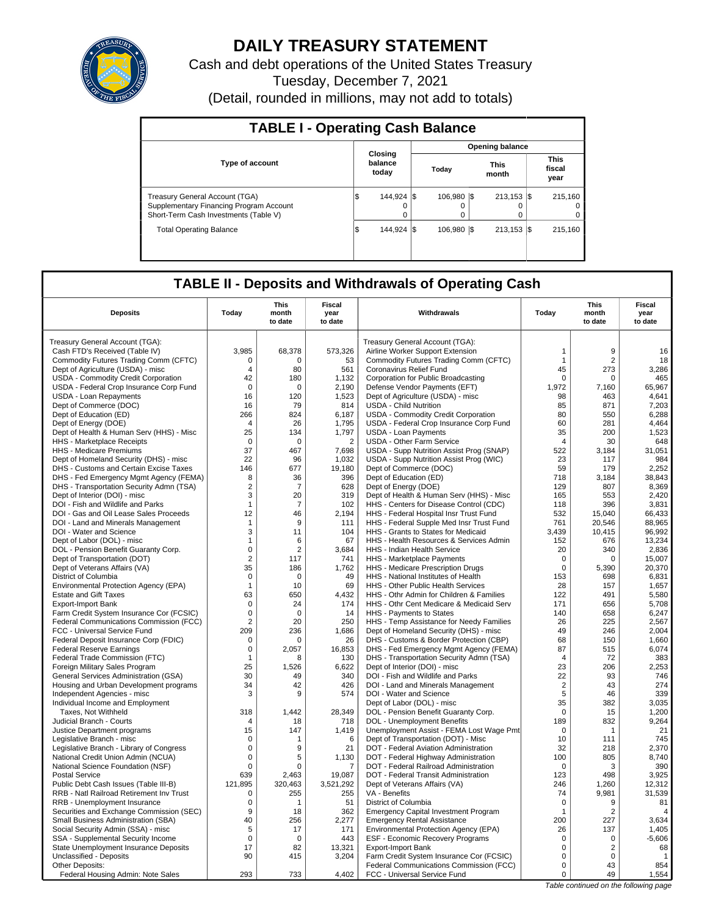# DAILY TREASURY STATEMENT

Cash and debt operations of the United States Treasury

Tuesday, December 7, 2021

(Detail, rounded in millions, may not add to totals)

## TABLE I - Operating Cash Balance

| Type of account | Closing balance today | Opening balance Today | Opening balance This month | Opening balance This fiscal year |
|---|---|---|---|---|
| Treasury General Account (TGA) | $ 144,924 | $ 106,980 | $ 213,153 | $ 215,160 |
| Supplementary Financing Program Account | 0 | 0 | 0 | 0 |
| Short-Term Cash Investments (Table V) | 0 | 0 | 0 | 0 |
| Total Operating Balance | $ 144,924 | $ 106,980 | $ 213,153 | $ 215,160 |

## TABLE II - Deposits and Withdrawals of Operating Cash

| Deposits | Today | This month to date | Fiscal year to date | Withdrawals | Today | This month to date | Fiscal year to date |
|---|---|---|---|---|---|---|---|
| Treasury General Account (TGA): | | | | Treasury General Account (TGA): | | | |
| Cash FTD's Received (Table IV) | 3,985 | 68,378 | 573,326 | Airline Worker Support Extension | 1 | 9 | 16 |
| Commodity Futures Trading Comm (CFTC) | 0 | 0 | 53 | Commodity Futures Trading Comm (CFTC) | 1 | 2 | 18 |
| Dept of Agriculture (USDA) - misc | 4 | 80 | 561 | Coronavirus Relief Fund | 45 | 273 | 3,286 |
| USDA - Commodity Credit Corporation | 42 | 180 | 1,132 | Corporation for Public Broadcasting | 0 | 0 | 465 |
| USDA - Federal Crop Insurance Corp Fund | 0 | 0 | 2,190 | Defense Vendor Payments (EFT) | 1,972 | 7,160 | 65,967 |
| USDA - Loan Repayments | 16 | 120 | 1,523 | Dept of Agriculture (USDA) - misc | 98 | 463 | 4,641 |
| Dept of Commerce (DOC) | 16 | 79 | 814 | USDA - Child Nutrition | 85 | 871 | 7,203 |
| Dept of Education (ED) | 266 | 824 | 6,187 | USDA - Commodity Credit Corporation | 80 | 550 | 6,288 |
| Dept of Energy (DOE) | 4 | 26 | 1,795 | USDA - Federal Crop Insurance Corp Fund | 60 | 281 | 4,464 |
| Dept of Health & Human Serv (HHS) - Misc | 25 | 134 | 1,797 | USDA - Loan Payments | 35 | 200 | 1,523 |
| HHS - Marketplace Receipts | 0 | 0 | 2 | USDA - Other Farm Service | 4 | 30 | 648 |
| HHS - Medicare Premiums | 37 | 467 | 7,698 | USDA - Supp Nutrition Assist Prog (SNAP) | 522 | 3,184 | 31,051 |
| Dept of Homeland Security (DHS) - misc | 22 | 96 | 1,032 | USDA - Supp Nutrition Assist Prog (WIC) | 23 | 117 | 984 |
| DHS - Customs and Certain Excise Taxes | 146 | 677 | 19,180 | Dept of Commerce (DOC) | 59 | 179 | 2,252 |
| DHS - Fed Emergency Mgmt Agency (FEMA) | 8 | 36 | 396 | Dept of Education (ED) | 718 | 3,184 | 38,843 |
| DHS - Transportation Security Admn (TSA) | 2 | 7 | 628 | Dept of Energy (DOE) | 129 | 807 | 8,369 |
| Dept of Interior (DOI) - misc | 3 | 20 | 319 | Dept of Health & Human Serv (HHS) - Misc | 165 | 553 | 2,420 |
| DOI - Fish and Wildlife and Parks | 1 | 7 | 102 | HHS - Centers for Disease Control (CDC) | 118 | 396 | 3,831 |
| DOI - Gas and Oil Lease Sales Proceeds | 12 | 46 | 2,194 | HHS - Federal Hospital Insr Trust Fund | 532 | 15,040 | 66,433 |
| DOI - Land and Minerals Management | 1 | 9 | 111 | HHS - Federal Supple Med Insr Trust Fund | 761 | 20,546 | 88,965 |
| DOI - Water and Science | 3 | 11 | 104 | HHS - Grants to States for Medicaid | 3,439 | 10,415 | 96,992 |
| Dept of Labor (DOL) - misc | 1 | 6 | 67 | HHS - Health Resources & Services Admin | 152 | 676 | 13,234 |
| DOL - Pension Benefit Guaranty Corp. | 0 | 2 | 3,684 | HHS - Indian Health Service | 20 | 340 | 2,836 |
| Dept of Transportation (DOT) | 2 | 117 | 741 | HHS - Marketplace Payments | 0 | 0 | 15,007 |
| Dept of Veterans Affairs (VA) | 35 | 186 | 1,762 | HHS - Medicare Prescription Drugs | 0 | 5,390 | 20,370 |
| District of Columbia | 0 | 0 | 49 | HHS - National Institutes of Health | 153 | 698 | 6,831 |
| Environmental Protection Agency (EPA) | 1 | 10 | 69 | HHS - Other Public Health Services | 28 | 157 | 1,657 |
| Estate and Gift Taxes | 63 | 650 | 4,432 | HHS - Othr Admin for Children & Families | 122 | 491 | 5,580 |
| Export-Import Bank | 0 | 24 | 174 | HHS - Othr Cent Medicare & Medicaid Serv | 171 | 656 | 5,708 |
| Farm Credit System Insurance Cor (FCSIC) | 0 | 0 | 14 | HHS - Payments to States | 140 | 658 | 6,247 |
| Federal Communications Commission (FCC) | 2 | 20 | 250 | HHS - Temp Assistance for Needy Families | 26 | 225 | 2,567 |
| FCC - Universal Service Fund | 209 | 236 | 1,686 | Dept of Homeland Security (DHS) - misc | 49 | 246 | 2,004 |
| Federal Deposit Insurance Corp (FDIC) | 0 | 0 | 26 | DHS - Customs & Border Protection (CBP) | 68 | 150 | 1,660 |
| Federal Reserve Earnings | 0 | 2,057 | 16,853 | DHS - Fed Emergency Mgmt Agency (FEMA) | 87 | 515 | 6,074 |
| Federal Trade Commission (FTC) | 1 | 8 | 130 | DHS - Transportation Security Admn (TSA) | 4 | 72 | 383 |
| Foreign Military Sales Program | 25 | 1,526 | 6,622 | Dept of Interior (DOI) - misc | 23 | 206 | 2,253 |
| General Services Administration (GSA) | 30 | 49 | 340 | DOI - Fish and Wildlife and Parks | 22 | 93 | 746 |
| Housing and Urban Development programs | 34 | 42 | 426 | DOI - Land and Minerals Management | 2 | 43 | 274 |
| Independent Agencies - misc | 3 | 9 | 574 | DOI - Water and Science | 5 | 46 | 339 |
| Individual Income and Employment | | | | Dept of Labor (DOL) - misc | 35 | 382 | 3,035 |
| Taxes, Not Withheld | 318 | 1,442 | 28,349 | DOL - Pension Benefit Guaranty Corp. | 0 | 15 | 1,200 |
| Judicial Branch - Courts | 4 | 18 | 718 | DOL - Unemployment Benefits | 189 | 832 | 9,264 |
| Justice Department programs | 15 | 147 | 1,419 | Unemployment Assist - FEMA Lost Wage Pmt | 0 | 1 | 21 |
| Legislative Branch - misc | 0 | 1 | 6 | Dept of Transportation (DOT) - Misc | 10 | 111 | 745 |
| Legislative Branch - Library of Congress | 0 | 9 | 21 | DOT - Federal Aviation Administration | 32 | 218 | 2,370 |
| National Credit Union Admin (NCUA) | 0 | 5 | 1,130 | DOT - Federal Highway Administration | 100 | 805 | 8,740 |
| National Science Foundation (NSF) | 0 | 0 | 7 | DOT - Federal Railroad Administration | 0 | 3 | 390 |
| Postal Service | 639 | 2,463 | 19,087 | DOT - Federal Transit Administration | 123 | 498 | 3,925 |
| Public Debt Cash Issues (Table III-B) | 121,895 | 320,463 | 3,521,292 | Dept of Veterans Affairs (VA) | 246 | 1,260 | 12,312 |
| RRB - Natl Railroad Retirement Inv Trust | 0 | 255 | 255 | VA - Benefits | 74 | 9,981 | 31,539 |
| RRB - Unemployment Insurance | 0 | 1 | 51 | District of Columbia | 0 | 9 | 81 |
| Securities and Exchange Commission (SEC) | 9 | 18 | 362 | Emergency Capital Investment Program | 1 | 2 | 4 |
| Small Business Administration (SBA) | 40 | 256 | 2,277 | Emergency Rental Assistance | 200 | 227 | 3,634 |
| Social Security Admin (SSA) - misc | 5 | 17 | 171 | Environmental Protection Agency (EPA) | 26 | 137 | 1,405 |
| SSA - Supplemental Security Income | 0 | 0 | 443 | ESF - Economic Recovery Programs | 0 | 0 | -5,606 |
| State Unemployment Insurance Deposits | 17 | 82 | 13,321 | Export-Import Bank | 0 | 2 | 68 |
| Unclassified - Deposits | 90 | 415 | 3,204 | Farm Credit System Insurance Cor (FCSIC) | 0 | 0 | 1 |
| Other Deposits: | | | | Federal Communications Commission (FCC) | 0 | 43 | 854 |
| Federal Housing Admin: Note Sales | 293 | 733 | 4,402 | FCC - Universal Service Fund | 0 | 49 | 1,554 |

*Table continued on the following page*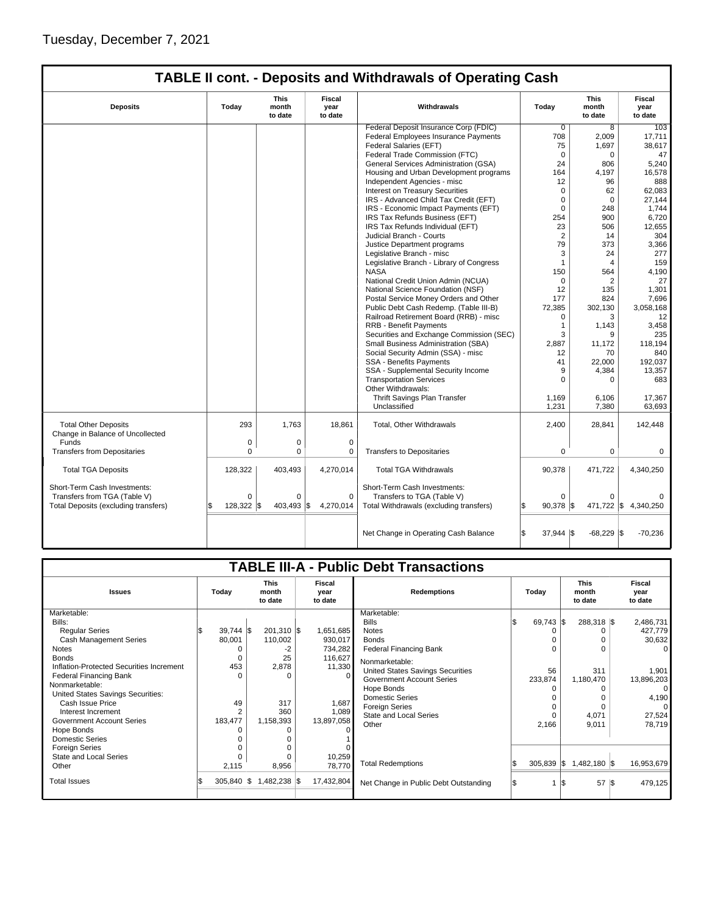Tuesday, December 7, 2021

## TABLE II cont. - Deposits and Withdrawals of Operating Cash

| Deposits | Today | This month to date | Fiscal year to date | Withdrawals | Today | This month to date | Fiscal year to date |
|---|---|---|---|---|---|---|---|
| | | | | Federal Deposit Insurance Corp (FDIC) | 0 | 8 | 103 |
| | | | | Federal Employees Insurance Payments | 708 | 2,009 | 17,711 |
| | | | | Federal Salaries (EFT) | 75 | 1,697 | 38,617 |
| | | | | Federal Trade Commission (FTC) | 0 | 0 | 47 |
| | | | | General Services Administration (GSA) | 24 | 806 | 5,240 |
| | | | | Housing and Urban Development programs | 164 | 4,197 | 16,578 |
| | | | | Independent Agencies - misc | 12 | 96 | 888 |
| | | | | Interest on Treasury Securities | 0 | 62 | 62,083 |
| | | | | IRS - Advanced Child Tax Credit (EFT) | 0 | 0 | 27,144 |
| | | | | IRS - Economic Impact Payments (EFT) | 0 | 248 | 1,744 |
| | | | | IRS Tax Refunds Business (EFT) | 254 | 900 | 6,720 |
| | | | | IRS Tax Refunds Individual (EFT) | 23 | 506 | 12,655 |
| | | | | Judicial Branch - Courts | 2 | 14 | 304 |
| | | | | Justice Department programs | 79 | 373 | 3,366 |
| | | | | Legislative Branch - misc | 3 | 24 | 277 |
| | | | | Legislative Branch - Library of Congress | 1 | 4 | 159 |
| | | | | NASA | 150 | 564 | 4,190 |
| | | | | National Credit Union Admin (NCUA) | 0 | 2 | 27 |
| | | | | National Science Foundation (NSF) | 12 | 135 | 1,301 |
| | | | | Postal Service Money Orders and Other | 177 | 824 | 7,696 |
| | | | | Public Debt Cash Redemp. (Table III-B) | 72,385 | 302,130 | 3,058,168 |
| | | | | Railroad Retirement Board (RRB) - misc | 0 | 3 | 12 |
| | | | | RRB - Benefit Payments | 1 | 1,143 | 3,458 |
| | | | | Securities and Exchange Commission (SEC) | 3 | 9 | 235 |
| | | | | Small Business Administration (SBA) | 2,887 | 11,172 | 118,194 |
| | | | | Social Security Admin (SSA) - misc | 12 | 70 | 840 |
| | | | | SSA - Benefits Payments | 41 | 22,000 | 192,037 |
| | | | | SSA - Supplemental Security Income | 9 | 4,384 | 13,357 |
| | | | | Transportation Services | 0 | 0 | 683 |
| | | | | Other Withdrawals: | | | |
| | | | | Thrift Savings Plan Transfer | 1,169 | 6,106 | 17,367 |
| | | | | Unclassified | 1,231 | 7,380 | 63,693 |
| Total Other Deposits | 293 | 1,763 | 18,861 | Total, Other Withdrawals | 2,400 | 28,841 | 142,448 |
| Change in Balance of Uncollected Funds | 0 | 0 | 0 | | | | |
| Transfers from Depositaries | 0 | 0 | 0 | Transfers to Depositaries | 0 | 0 | 0 |
| Total TGA Deposits | 128,322 | 403,493 | 4,270,014 | Total TGA Withdrawals | 90,378 | 471,722 | 4,340,250 |
| Short-Term Cash Investments: | | | | Short-Term Cash Investments: | | | |
| Transfers from TGA (Table V) | 0 | 0 | 0 | Transfers to TGA (Table V) | 0 | 0 | 0 |
| Total Deposits (excluding transfers) | $ 128,322 | $ 403,493 | $ 4,270,014 | Total Withdrawals (excluding transfers) | $ 90,378 | $ 471,722 | $ 4,340,250 |
| | | | | Net Change in Operating Cash Balance | $ 37,944 | $ -68,229 | $ -70,236 |

## TABLE III-A - Public Debt Transactions

| Issues | Today | This month to date | Fiscal year to date | Redemptions | Today | This month to date | Fiscal year to date |
|---|---|---|---|---|---|---|---|
| Marketable: | | | | Marketable: | | | |
| Bills: | | | | Bills | $ 69,743 | $ 288,318 | $ 2,486,731 |
| Regular Series | $ 39,744 | $ 201,310 | $ 1,651,685 | Notes | 0 | 0 | 427,779 |
| Cash Management Series | 80,001 | 110,002 | 930,017 | Bonds | 0 | 0 | 30,632 |
| Notes | 0 | -2 | 734,282 | Federal Financing Bank | 0 | 0 | 0 |
| Bonds | 0 | 25 | 116,627 | Nonmarketable: | | | |
| Inflation-Protected Securities Increment | 453 | 2,878 | 11,330 | United States Savings Securities | 56 | 311 | 1,901 |
| Federal Financing Bank | 0 | 0 | 0 | Government Account Series | 233,874 | 1,180,470 | 13,896,203 |
| Nonmarketable: | | | | Hope Bonds | 0 | 0 | 0 |
| United States Savings Securities: | | | | Domestic Series | 0 | 0 | 4,190 |
| Cash Issue Price | 49 | 317 | 1,687 | Foreign Series | 0 | 0 | 0 |
| Interest Increment | 2 | 360 | 1,089 | State and Local Series | 0 | 4,071 | 27,524 |
| Government Account Series | 183,477 | 1,158,393 | 13,897,058 | Other | 2,166 | 9,011 | 78,719 |
| Hope Bonds | 0 | 0 | 0 | | | | |
| Domestic Series | 0 | 0 | 1 | | | | |
| Foreign Series | 0 | 0 | 0 | | | | |
| State and Local Series | 0 | 0 | 10,259 | | | | |
| Other | 2,115 | 8,956 | 78,770 | Total Redemptions | $ 305,839 | $ 1,482,180 | $ 16,953,679 |
| Total Issues | $ 305,840 | $ 1,482,238 | $ 17,432,804 | Net Change in Public Debt Outstanding | $ 1 | $ 57 | $ 479,125 |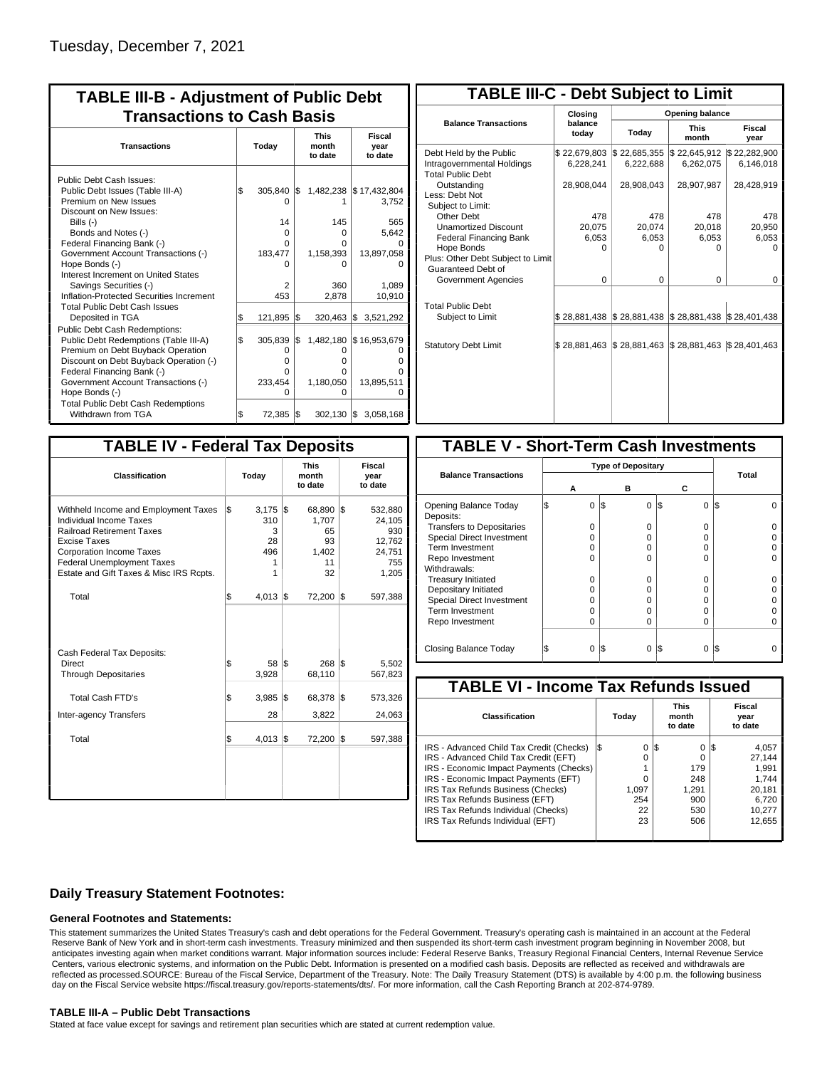Tuesday, December 7, 2021

## TABLE III-B - Adjustment of Public Debt Transactions to Cash Basis

| Transactions | Today | This month to date | Fiscal year to date |
|---|---|---|---|
| Public Debt Cash Issues: | | | |
| Public Debt Issues (Table III-A) | $ 305,840 | $ 1,482,238 | $ 17,432,804 |
| Premium on New Issues | 0 | 1 | 3,752 |
| Discount on New Issues: | | | |
| Bills (-) | 14 | 145 | 565 |
| Bonds and Notes (-) | 0 | 0 | 5,642 |
| Federal Financing Bank (-) | 0 | 0 | 0 |
| Government Account Transactions (-) | 183,477 | 1,158,393 | 13,897,058 |
| Hope Bonds (-) | 0 | 0 | 0 |
| Interest Increment on United States Savings Securities (-) | 2 | 360 | 1,089 |
| Inflation-Protected Securities Increment | 453 | 2,878 | 10,910 |
| Total Public Debt Cash Issues Deposited in TGA | $ 121,895 | $ 320,463 | $ 3,521,292 |
| Public Debt Cash Redemptions: | | | |
| Public Debt Redemptions (Table III-A) | $ 305,839 | $ 1,482,180 | $ 16,953,679 |
| Premium on Debt Buyback Operation | 0 | 0 | 0 |
| Discount on Debt Buyback Operation (-) | 0 | 0 | 0 |
| Federal Financing Bank (-) | 0 | 0 | 0 |
| Government Account Transactions (-) | 233,454 | 1,180,050 | 13,895,511 |
| Hope Bonds (-) | 0 | 0 | 0 |
| Total Public Debt Cash Redemptions Withdrawn from TGA | $ 72,385 | $ 302,130 | $ 3,058,168 |

## TABLE III-C - Debt Subject to Limit

| Balance Transactions | Closing balance today | Opening balance Today | Opening balance This month | Opening balance Fiscal year |
|---|---|---|---|---|
| Debt Held by the Public | $ 22,679,803 | $ 22,685,355 | $ 22,645,912 | $ 22,282,900 |
| Intragovernmental Holdings | 6,228,241 | 6,222,688 | 6,262,075 | 6,146,018 |
| Total Public Debt Outstanding | 28,908,044 | 28,908,043 | 28,907,987 | 28,428,919 |
| Less: Debt Not Subject to Limit: | | | | |
| Other Debt | 478 | 478 | 478 | 478 |
| Unamortized Discount | 20,075 | 20,074 | 20,018 | 20,950 |
| Federal Financing Bank | 6,053 | 6,053 | 6,053 | 6,053 |
| Hope Bonds | 0 | 0 | 0 | 0 |
| Plus: Other Debt Subject to Limit | | | | |
| Guaranteed Debt of Government Agencies | 0 | 0 | 0 | 0 |
| Total Public Debt Subject to Limit | $ 28,881,438 | $ 28,881,438 | $ 28,881,438 | $ 28,401,438 |
| Statutory Debt Limit | $ 28,881,463 | $ 28,881,463 | $ 28,881,463 | $ 28,401,463 |

## TABLE IV - Federal Tax Deposits

| Classification | Today | This month to date | Fiscal year to date |
|---|---|---|---|
| Withheld Income and Employment Taxes | $ 3,175 | $ 68,890 | $ 532,880 |
| Individual Income Taxes | 310 | 1,707 | 24,105 |
| Railroad Retirement Taxes | 3 | 65 | 930 |
| Excise Taxes | 28 | 93 | 12,762 |
| Corporation Income Taxes | 496 | 1,402 | 24,751 |
| Federal Unemployment Taxes | 1 | 11 | 755 |
| Estate and Gift Taxes & Misc IRS Rcpts. | 1 | 32 | 1,205 |
| Total | $ 4,013 | $ 72,200 | $ 597,388 |
| Cash Federal Tax Deposits: | | | |
| Direct | $ 58 | $ 268 | $ 5,502 |
| Through Depositaries | 3,928 | 68,110 | 567,823 |
| Total Cash FTD's | $ 3,985 | $ 68,378 | $ 573,326 |
| Inter-agency Transfers | 28 | 3,822 | 24,063 |
| Total | $ 4,013 | $ 72,200 | $ 597,388 |

## TABLE V - Short-Term Cash Investments

| Balance Transactions | Type of Depositary A | Type of Depositary B | Type of Depositary C | Total |
|---|---|---|---|---|
| Opening Balance Today | $ 0 | $ 0 | $ 0 | $ 0 |
| Deposits: | | | | |
| Transfers to Depositaries | 0 | 0 | 0 | 0 |
| Special Direct Investment | 0 | 0 | 0 | 0 |
| Term Investment | 0 | 0 | 0 | 0 |
| Repo Investment | 0 | 0 | 0 | 0 |
| Withdrawals: | | | | |
| Treasury Initiated | 0 | 0 | 0 | 0 |
| Depositary Initiated | 0 | 0 | 0 | 0 |
| Special Direct Investment | 0 | 0 | 0 | 0 |
| Term Investment | 0 | 0 | 0 | 0 |
| Repo Investment | 0 | 0 | 0 | 0 |
| Closing Balance Today | $ 0 | $ 0 | $ 0 | $ 0 |

## TABLE VI - Income Tax Refunds Issued

| Classification | Today | This month to date | Fiscal year to date |
|---|---|---|---|
| IRS - Advanced Child Tax Credit (Checks) | $ 0 | $ 0 | $ 4,057 |
| IRS - Advanced Child Tax Credit (EFT) | 0 | 0 | 27,144 |
| IRS - Economic Impact Payments (Checks) | 1 | 179 | 1,991 |
| IRS - Economic Impact Payments (EFT) | 0 | 248 | 1,744 |
| IRS Tax Refunds Business (Checks) | 1,097 | 1,291 | 20,181 |
| IRS Tax Refunds Business (EFT) | 254 | 900 | 6,720 |
| IRS Tax Refunds Individual (Checks) | 22 | 530 | 10,277 |
| IRS Tax Refunds Individual (EFT) | 23 | 506 | 12,655 |

## Daily Treasury Statement Footnotes:

### General Footnotes and Statements:

This statement summarizes the United States Treasury's cash and debt operations for the Federal Government. Treasury's operating cash is maintained in an account at the Federal Reserve Bank of New York and in short-term cash investments. Treasury minimized and then suspended its short-term cash investment program beginning in November 2008, but anticipates investing again when market conditions warrant. Major information sources include: Federal Reserve Banks, Treasury Regional Financial Centers, Internal Revenue Service Centers, various electronic systems, and information on the Public Debt. Information is presented on a modified cash basis. Deposits are reflected as received and withdrawals are reflected as processed.SOURCE: Bureau of the Fiscal Service, Department of the Treasury. Note: The Daily Treasury Statement (DTS) is available by 4:00 p.m. the following business day on the Fiscal Service website https://fiscal.treasury.gov/reports-statements/dts/. For more information, call the Cash Reporting Branch at 202-874-9789.

### TABLE III-A – Public Debt Transactions

Stated at face value except for savings and retirement plan securities which are stated at current redemption value.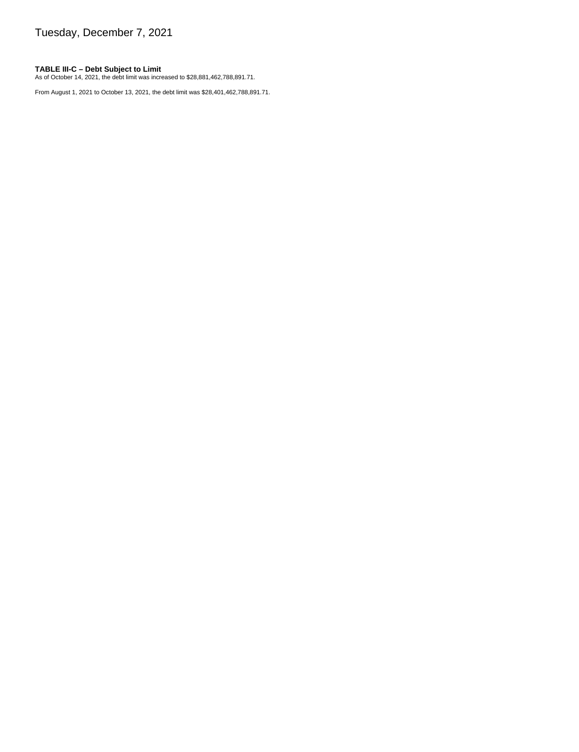Tuesday, December 7, 2021

**TABLE III-C – Debt Subject to Limit**

As of October 14, 2021, the debt limit was increased to $28,881,462,788,891.71.

From August 1, 2021 to October 13, 2021, the debt limit was $28,401,462,788,891.71.